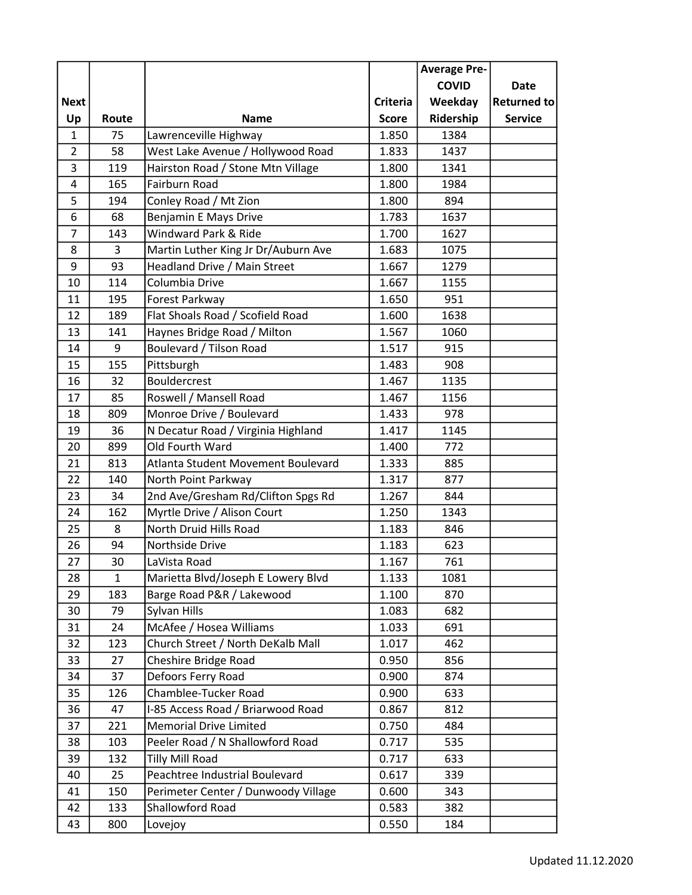| Next Up | Route | Name | Criteria Score | Average Pre-COVID Weekday Ridership | Date Returned to Service |
|---|---|---|---|---|---|
| 1 | 75 | Lawrenceville Highway | 1.850 | 1384 | |
| 2 | 58 | West Lake Avenue / Hollywood Road | 1.833 | 1437 | |
| 3 | 119 | Hairston Road / Stone Mtn Village | 1.800 | 1341 | |
| 4 | 165 | Fairburn Road | 1.800 | 1984 | |
| 5 | 194 | Conley Road / Mt Zion | 1.800 | 894 | |
| 6 | 68 | Benjamin E Mays Drive | 1.783 | 1637 | |
| 7 | 143 | Windward Park & Ride | 1.700 | 1627 | |
| 8 | 3 | Martin Luther King Jr Dr/Auburn Ave | 1.683 | 1075 | |
| 9 | 93 | Headland Drive / Main Street | 1.667 | 1279 | |
| 10 | 114 | Columbia Drive | 1.667 | 1155 | |
| 11 | 195 | Forest Parkway | 1.650 | 951 | |
| 12 | 189 | Flat Shoals Road / Scofield Road | 1.600 | 1638 | |
| 13 | 141 | Haynes Bridge Road / Milton | 1.567 | 1060 | |
| 14 | 9 | Boulevard / Tilson Road | 1.517 | 915 | |
| 15 | 155 | Pittsburgh | 1.483 | 908 | |
| 16 | 32 | Bouldercrest | 1.467 | 1135 | |
| 17 | 85 | Roswell / Mansell Road | 1.467 | 1156 | |
| 18 | 809 | Monroe Drive / Boulevard | 1.433 | 978 | |
| 19 | 36 | N Decatur Road / Virginia Highland | 1.417 | 1145 | |
| 20 | 899 | Old Fourth Ward | 1.400 | 772 | |
| 21 | 813 | Atlanta Student Movement Boulevard | 1.333 | 885 | |
| 22 | 140 | North Point Parkway | 1.317 | 877 | |
| 23 | 34 | 2nd Ave/Gresham Rd/Clifton Spgs Rd | 1.267 | 844 | |
| 24 | 162 | Myrtle Drive / Alison Court | 1.250 | 1343 | |
| 25 | 8 | North Druid Hills Road | 1.183 | 846 | |
| 26 | 94 | Northside Drive | 1.183 | 623 | |
| 27 | 30 | LaVista Road | 1.167 | 761 | |
| 28 | 1 | Marietta Blvd/Joseph E Lowery Blvd | 1.133 | 1081 | |
| 29 | 183 | Barge Road P&R / Lakewood | 1.100 | 870 | |
| 30 | 79 | Sylvan Hills | 1.083 | 682 | |
| 31 | 24 | McAfee / Hosea Williams | 1.033 | 691 | |
| 32 | 123 | Church Street / North DeKalb Mall | 1.017 | 462 | |
| 33 | 27 | Cheshire Bridge Road | 0.950 | 856 | |
| 34 | 37 | Defoors Ferry Road | 0.900 | 874 | |
| 35 | 126 | Chamblee-Tucker Road | 0.900 | 633 | |
| 36 | 47 | I-85 Access Road / Briarwood Road | 0.867 | 812 | |
| 37 | 221 | Memorial Drive Limited | 0.750 | 484 | |
| 38 | 103 | Peeler Road / N Shallowford Road | 0.717 | 535 | |
| 39 | 132 | Tilly Mill Road | 0.717 | 633 | |
| 40 | 25 | Peachtree Industrial Boulevard | 0.617 | 339 | |
| 41 | 150 | Perimeter Center / Dunwoody Village | 0.600 | 343 | |
| 42 | 133 | Shallowford Road | 0.583 | 382 | |
| 43 | 800 | Lovejoy | 0.550 | 184 | |

Updated 11.12.2020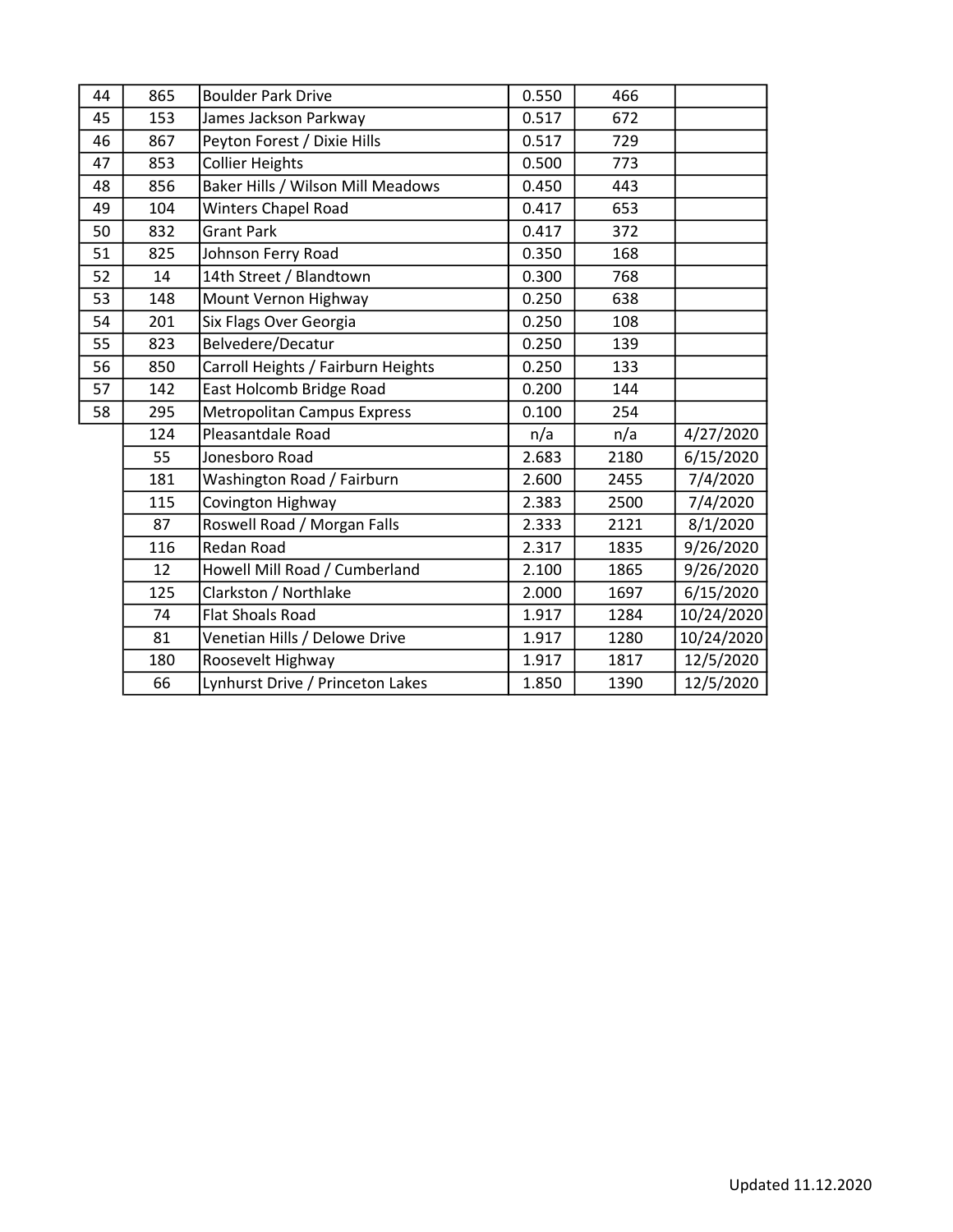| | | | | | |
|---|---|---|---|---|---|
| 44 | 865 | Boulder Park Drive | 0.550 | 466 | |
| 45 | 153 | James Jackson Parkway | 0.517 | 672 | |
| 46 | 867 | Peyton Forest / Dixie Hills | 0.517 | 729 | |
| 47 | 853 | Collier Heights | 0.500 | 773 | |
| 48 | 856 | Baker Hills / Wilson Mill Meadows | 0.450 | 443 | |
| 49 | 104 | Winters Chapel Road | 0.417 | 653 | |
| 50 | 832 | Grant Park | 0.417 | 372 | |
| 51 | 825 | Johnson Ferry Road | 0.350 | 168 | |
| 52 | 14 | 14th Street / Blandtown | 0.300 | 768 | |
| 53 | 148 | Mount Vernon Highway | 0.250 | 638 | |
| 54 | 201 | Six Flags Over Georgia | 0.250 | 108 | |
| 55 | 823 | Belvedere/Decatur | 0.250 | 139 | |
| 56 | 850 | Carroll Heights / Fairburn Heights | 0.250 | 133 | |
| 57 | 142 | East Holcomb Bridge Road | 0.200 | 144 | |
| 58 | 295 | Metropolitan Campus Express | 0.100 | 254 | |
| | 124 | Pleasantdale Road | n/a | n/a | 4/27/2020 |
| | 55 | Jonesboro Road | 2.683 | 2180 | 6/15/2020 |
| | 181 | Washington Road / Fairburn | 2.600 | 2455 | 7/4/2020 |
| | 115 | Covington Highway | 2.383 | 2500 | 7/4/2020 |
| | 87 | Roswell Road / Morgan Falls | 2.333 | 2121 | 8/1/2020 |
| | 116 | Redan Road | 2.317 | 1835 | 9/26/2020 |
| | 12 | Howell Mill Road / Cumberland | 2.100 | 1865 | 9/26/2020 |
| | 125 | Clarkston / Northlake | 2.000 | 1697 | 6/15/2020 |
| | 74 | Flat Shoals Road | 1.917 | 1284 | 10/24/2020 |
| | 81 | Venetian Hills / Delowe Drive | 1.917 | 1280 | 10/24/2020 |
| | 180 | Roosevelt Highway | 1.917 | 1817 | 12/5/2020 |
| | 66 | Lynhurst Drive / Princeton Lakes | 1.850 | 1390 | 12/5/2020 |

Updated 11.12.2020